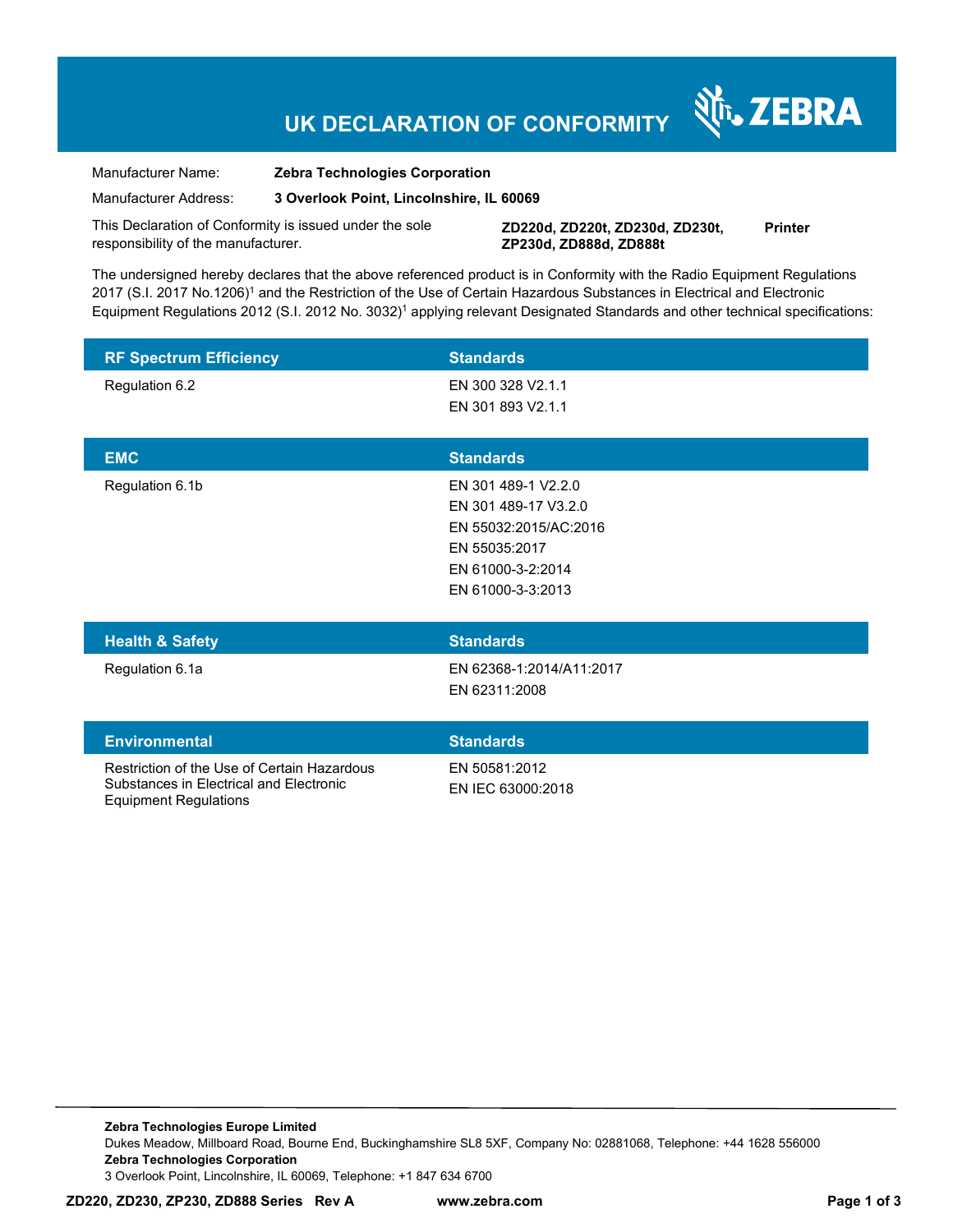# UK DECLARATION OF CONFORMITY

ZEBRA

| | |
|---|---|
| Manufacturer Name: | **Zebra Technologies Corporation** |
| Manufacturer Address: | **3 Overlook Point, Lincolnshire, IL 60069** |

This Declaration of Conformity is issued under the sole responsibility of the manufacturer. **ZD220d, ZD220t, ZD230d, ZD230t, ZP230d, ZD888d, ZD888t** **Printer**

The undersigned hereby declares that the above referenced product is in Conformity with the Radio Equipment Regulations 2017 (S.I. 2017 No.1206)[1] and the Restriction of the Use of Certain Hazardous Substances in Electrical and Electronic Equipment Regulations 2012 (S.I. 2012 No. 3032)[1] applying relevant Designated Standards and other technical specifications:

| RF Spectrum Efficiency | Standards |
|---|---|
| Regulation 6.2 | EN 300 328 V2.1.1<br>EN 301 893 V2.1.1 |

| EMC | Standards |
|---|---|
| Regulation 6.1b | EN 301 489-1 V2.2.0<br>EN 301 489-17 V3.2.0<br>EN 55032:2015/AC:2016<br>EN 55035:2017<br>EN 61000-3-2:2014<br>EN 61000-3-3:2013 |

| Health & Safety | Standards |
|---|---|
| Regulation 6.1a | EN 62368-1:2014/A11:2017<br>EN 62311:2008 |

| Environmental | Standards |
|---|---|
| Restriction of the Use of Certain Hazardous Substances in Electrical and Electronic Equipment Regulations | EN 50581:2012<br>EN IEC 63000:2018 |

**Zebra Technologies Europe Limited**
Dukes Meadow, Millboard Road, Bourne End, Buckinghamshire SL8 5XF, Company No: 02881068, Telephone: +44 1628 556000
**Zebra Technologies Corporation**
3 Overlook Point, Lincolnshire, IL 60069, Telephone: +1 847 634 6700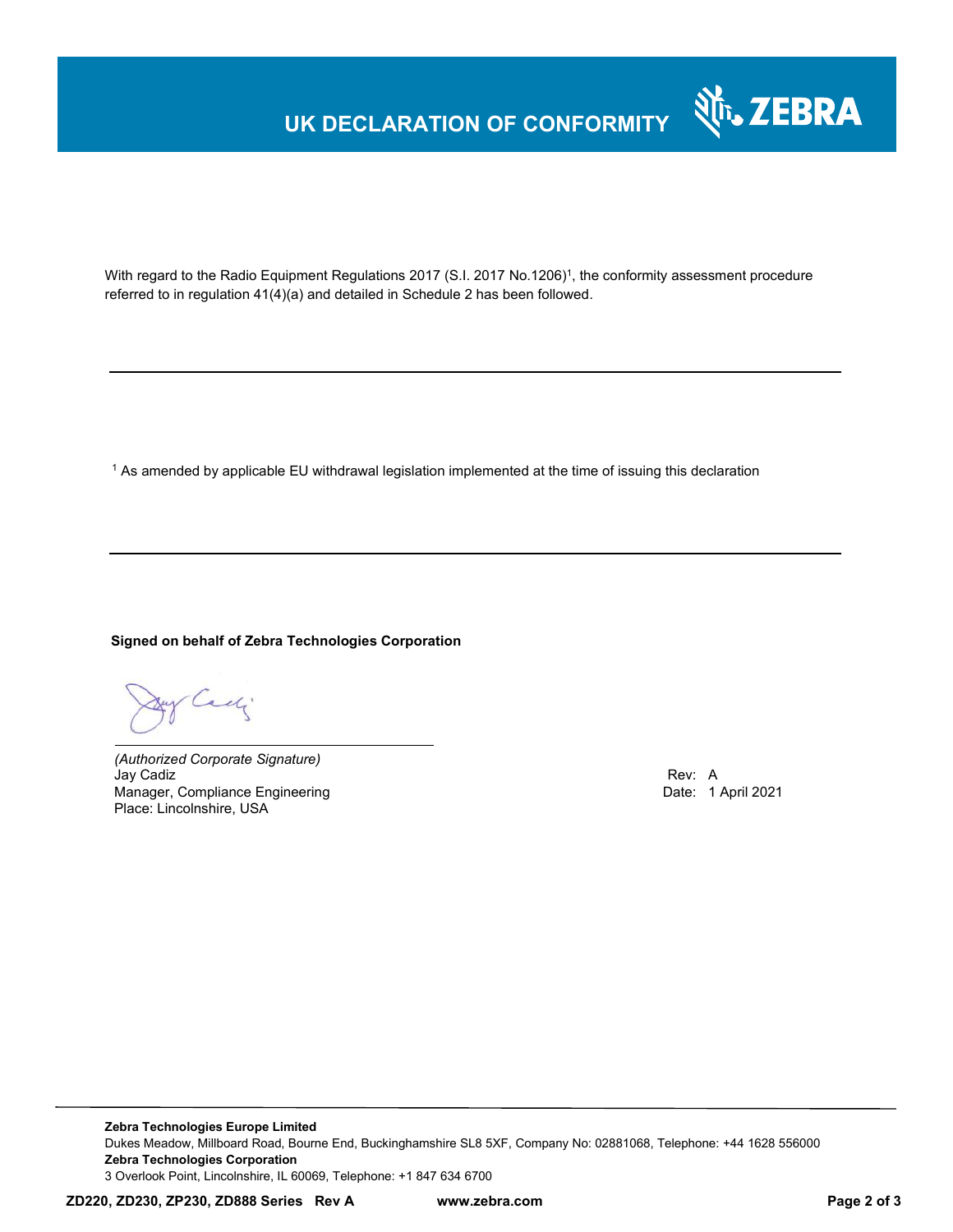# UK DECLARATION OF CONFORMITY

With regard to the Radio Equipment Regulations 2017 (S.I. 2017 No.1206)[1], the conformity assessment procedure referred to in regulation 41(4)(a) and detailed in Schedule 2 has been followed.

---

[1] As amended by applicable EU withdrawal legislation implemented at the time of issuing this declaration

---

**Signed on behalf of Zebra Technologies Corporation**

*(Authorized Corporate Signature)*
Jay Cadiz
Manager, Compliance Engineering
Place: Lincolnshire, USA

Rev: A
Date: 1 April 2021

**Zebra Technologies Europe Limited**
Dukes Meadow, Millboard Road, Bourne End, Buckinghamshire SL8 5XF, Company No: 02881068, Telephone: +44 1628 556000
**Zebra Technologies Corporation**
3 Overlook Point, Lincolnshire, IL 60069, Telephone: +1 847 634 6700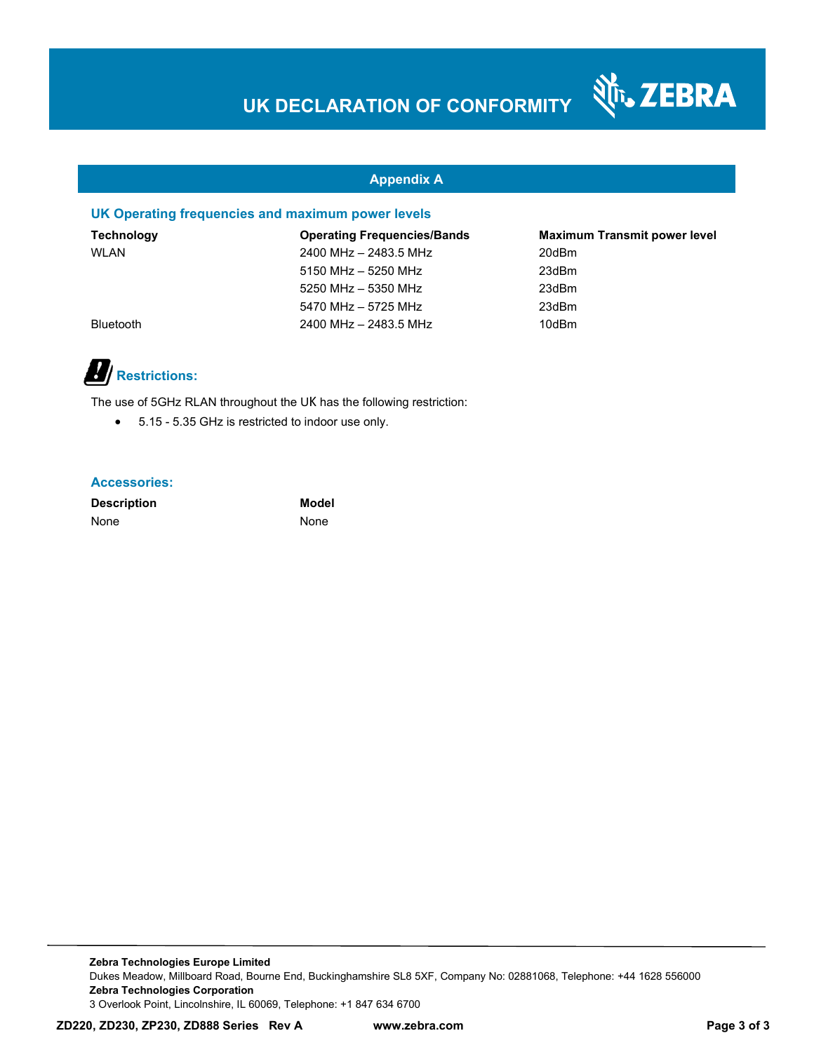# UK DECLARATION OF CONFORMITY

## Appendix A

### UK Operating frequencies and maximum power levels

| Technology | Operating Frequencies/Bands | Maximum Transmit power level |
| --- | --- | --- |
| WLAN | 2400 MHz – 2483.5 MHz | 20dBm |
| | 5150 MHz – 5250 MHz | 23dBm |
| | 5250 MHz – 5350 MHz | 23dBm |
| | 5470 MHz – 5725 MHz | 23dBm |
| Bluetooth | 2400 MHz – 2483.5 MHz | 10dBm |

### Restrictions:

The use of 5GHz RLAN throughout the UK has the following restriction:

- 5.15 - 5.35 GHz is restricted to indoor use only.

### Accessories:

| Description | Model |
| --- | --- |
| None | None |

**Zebra Technologies Europe Limited**
Dukes Meadow, Millboard Road, Bourne End, Buckinghamshire SL8 5XF, Company No: 02881068, Telephone: +44 1628 556000
**Zebra Technologies Corporation**
3 Overlook Point, Lincolnshire, IL 60069, Telephone: +1 847 634 6700

**ZD220, ZD230, ZP230, ZD888 Series Rev A** **www.zebra.com**